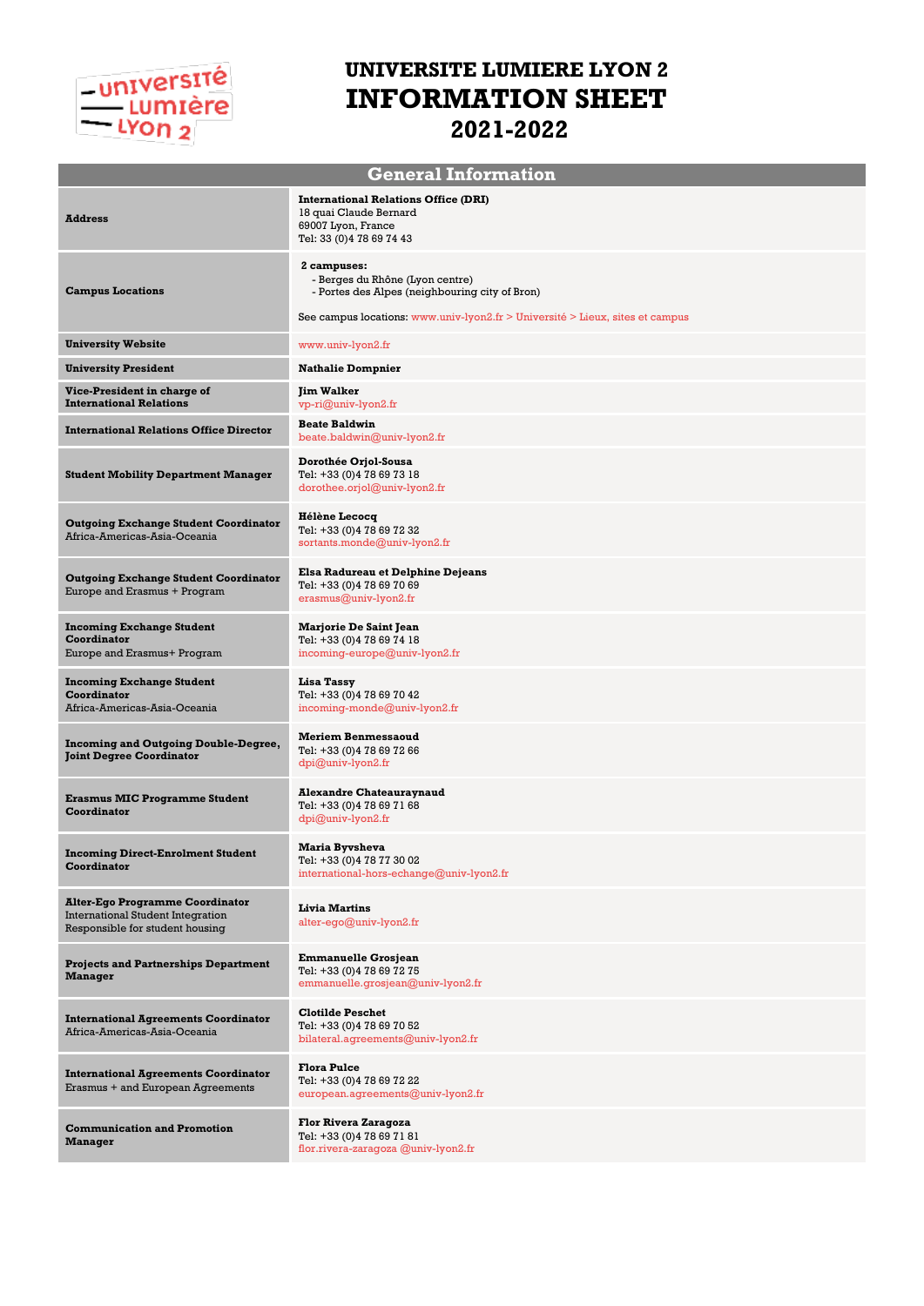# UNIVERSITE LUMIERE LYON 2
# INFORMATION SHEET
## 2021-2022

| General Information | |
|---|---|
| **Address** | **International Relations Office (DRI)**<br>18 quai Claude Bernard<br>69007 Lyon, France<br>Tel: 33 (0)4 78 69 74 43 |
| **Campus Locations** | **2 campuses:**<br>- Berges du Rhône (Lyon centre)<br>- Portes des Alpes (neighbouring city of Bron)<br><br>See campus locations: www.univ-lyon2.fr > Université > Lieux, sites et campus |
| **University Website** | www.univ-lyon2.fr |
| **University President** | **Nathalie Dompnier** |
| **Vice-President in charge of International Relations** | **Jim Walker**<br>vp-ri@univ-lyon2.fr |
| **International Relations Office Director** | **Beate Baldwin**<br>beate.baldwin@univ-lyon2.fr |
| **Student Mobility Department Manager** | **Dorothée Orjol-Sousa**<br>Tel: +33 (0)4 78 69 73 18<br>dorothee.orjol@univ-lyon2.fr |
| **Outgoing Exchange Student Coordinator**<br>Africa-Americas-Asia-Oceania | **Hélène Lecocq**<br>Tel: +33 (0)4 78 69 72 32<br>sortants.monde@univ-lyon2.fr |
| **Outgoing Exchange Student Coordinator**<br>Europe and Erasmus + Program | **Elsa Radureau et Delphine Dejeans**<br>Tel: +33 (0)4 78 69 70 69<br>erasmus@univ-lyon2.fr |
| **Incoming Exchange Student Coordinator**<br>Europe and Erasmus+ Program | **Marjorie De Saint Jean**<br>Tel: +33 (0)4 78 69 74 18<br>incoming-europe@univ-lyon2.fr |
| **Incoming Exchange Student Coordinator**<br>Africa-Americas-Asia-Oceania | **Lisa Tassy**<br>Tel: +33 (0)4 78 69 70 42<br>incoming-monde@univ-lyon2.fr |
| **Incoming and Outgoing Double-Degree, Joint Degree Coordinator** | **Meriem Benmessaoud**<br>Tel: +33 (0)4 78 69 72 66<br>dpi@univ-lyon2.fr |
| **Erasmus MIC Programme Student Coordinator** | **Alexandre Chateauraynaud**<br>Tel: +33 (0)4 78 69 71 68<br>dpi@univ-lyon2.fr |
| **Incoming Direct-Enrolment Student Coordinator** | **Maria Byvsheva**<br>Tel: +33 (0)4 78 77 30 02<br>international-hors-echange@univ-lyon2.fr |
| **Alter-Ego Programme Coordinator**<br>International Student Integration<br>Responsible for student housing | **Livia Martins**<br>alter-ego@univ-lyon2.fr |
| **Projects and Partnerships Department Manager** | **Emmanuelle Grosjean**<br>Tel: +33 (0)4 78 69 72 75<br>emmanuelle.grosjean@univ-lyon2.fr |
| **International Agreements Coordinator**<br>Africa-Americas-Asia-Oceania | **Clotilde Peschet**<br>Tel: +33 (0)4 78 69 70 52<br>bilateral.agreements@univ-lyon2.fr |
| **International Agreements Coordinator**<br>Erasmus + and European Agreements | **Flora Pulce**<br>Tel: +33 (0)4 78 69 72 22<br>european.agreements@univ-lyon2.fr |
| **Communication and Promotion Manager** | **Flor Rivera Zaragoza**<br>Tel: +33 (0)4 78 69 71 81<br>flor.rivera-zaragoza @univ-lyon2.fr |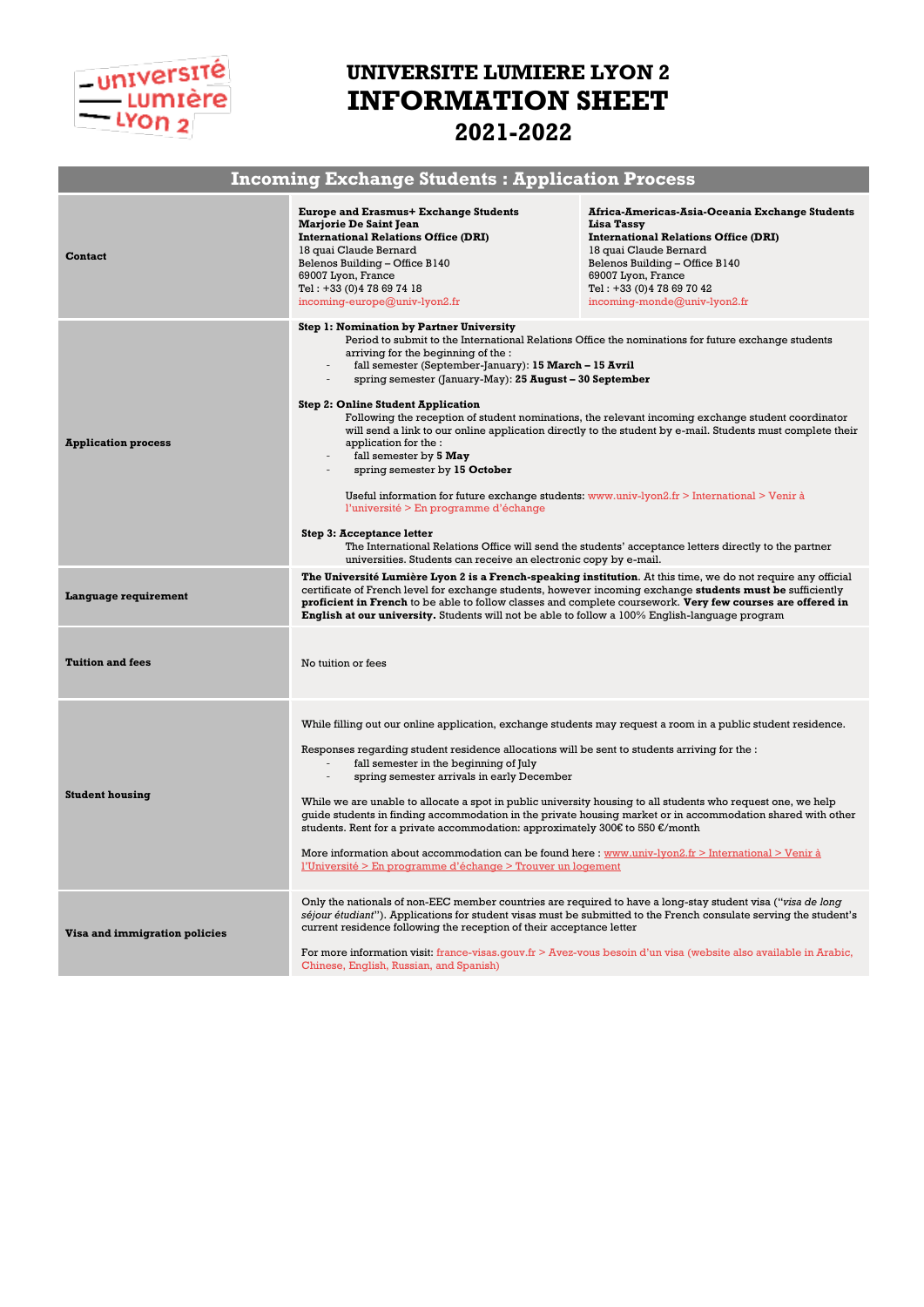# UNIVERSITE LUMIERE LYON 2

# INFORMATION SHEET

## 2021-2022

## Incoming Exchange Students : Application Process

| | | |
|---|---|---|
| **Contact** | **Europe and Erasmus+ Exchange Students**<br>**Marjorie De Saint Jean**<br>**International Relations Office (DRI)**<br>18 quai Claude Bernard<br>Belenos Building – Office B140<br>69007 Lyon, France<br>Tel : +33 (0)4 78 69 74 18<br>incoming-europe@univ-lyon2.fr | **Africa-Americas-Asia-Oceania Exchange Students**<br>**Lisa Tassy**<br>**International Relations Office (DRI)**<br>18 quai Claude Bernard<br>Belenos Building – Office B140<br>69007 Lyon, France<br>Tel : +33 (0)4 78 69 70 42<br>incoming-monde@univ-lyon2.fr |
| **Application process** | **Step 1: Nomination by Partner University**<br>Period to submit to the International Relations Office the nominations for future exchange students arriving for the beginning of the :<br>- fall semester (September-January): **15 March – 15 Avril**<br>- spring semester (January-May): **25 August – 30 September**<br><br>**Step 2: Online Student Application**<br>Following the reception of student nominations, the relevant incoming exchange student coordinator will send a link to our online application directly to the student by e-mail. Students must complete their application for the :<br>- fall semester by **5 May**<br>- spring semester by **15 October**<br><br>Useful information for future exchange students: www.univ-lyon2.fr > International > Venir à l'université > En programme d'échange<br><br>**Step 3: Acceptance letter**<br>The International Relations Office will send the students' acceptance letters directly to the partner universities. Students can receive an electronic copy by e-mail. | |
| **Language requirement** | **The Université Lumière Lyon 2 is a French-speaking institution**. At this time, we do not require any official certificate of French level for exchange students, however incoming exchange **students must be** sufficiently **proficient in French** to be able to follow classes and complete coursework. **Very few courses are offered in English at our university.** Students will not be able to follow a 100% English-language program | |
| **Tuition and fees** | No tuition or fees | |
| **Student housing** | While filling out our online application, exchange students may request a room in a public student residence.<br><br>Responses regarding student residence allocations will be sent to students arriving for the :<br>- fall semester in the beginning of July<br>- spring semester arrivals in early December<br><br>While we are unable to allocate a spot in public university housing to all students who request one, we help guide students in finding accommodation in the private housing market or in accommodation shared with other students. Rent for a private accommodation: approximately 300€ to 550 €/month<br><br>More information about accommodation can be found here : www.univ-lyon2.fr > International > Venir à l'Université > En programme d'échange > Trouver un logement | |
| **Visa and immigration policies** | Only the nationals of non-EEC member countries are required to have a long-stay student visa ("*visa de long séjour étudiant*"). Applications for student visas must be submitted to the French consulate serving the student's current residence following the reception of their acceptance letter<br><br>For more information visit: france-visas.gouv.fr > Avez-vous besoin d'un visa (website also available in Arabic, Chinese, English, Russian, and Spanish) | |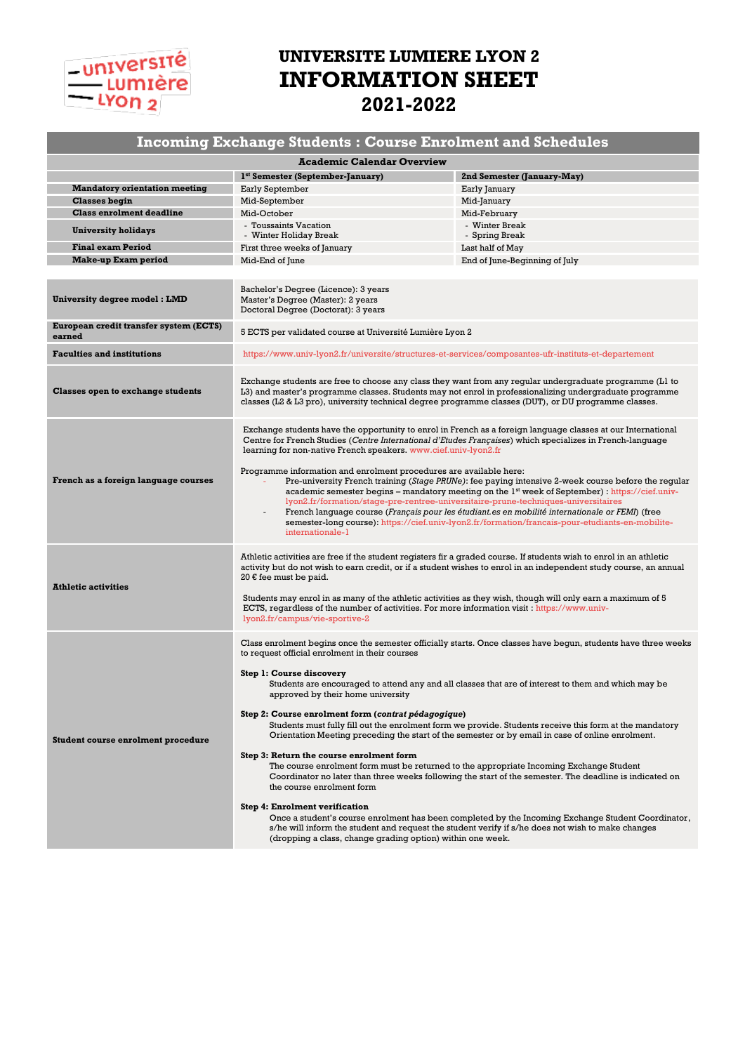# UNIVERSITE LUMIERE LYON 2
# INFORMATION SHEET
# 2021-2022

## Incoming Exchange Students : Course Enrolment and Schedules

**Academic Calendar Overview**

| | 1st Semester (September-January) | 2nd Semester (January-May) |
|---|---|---|
| **Mandatory orientation meeting** | Early September | Early January |
| **Classes begin** | Mid-September | Mid-January |
| **Class enrolment deadline** | Mid-October | Mid-February |
| **University holidays** | - Toussaints Vacation<br>- Winter Holiday Break | - Winter Break<br>- Spring Break |
| **Final exam Period** | First three weeks of January | Last half of May |
| **Make-up Exam period** | Mid-End of June | End of June-Beginning of July |

| | |
|---|---|
| **University degree model : LMD** | Bachelor's Degree (Licence): 3 years<br>Master's Degree (Master): 2 years<br>Doctoral Degree (Doctorat): 3 years |
| **European credit transfer system (ECTS) earned** | 5 ECTS per validated course at Université Lumière Lyon 2 |
| **Faculties and institutions** | https://www.univ-lyon2.fr/universite/structures-et-services/composantes-ufr-instituts-et-departement |
| **Classes open to exchange students** | Exchange students are free to choose any class they want from any regular undergraduate programme (L1 to L3) and master's programme classes. Students may not enrol in professionalizing undergraduate programme classes (L2 & L3 pro), university technical degree programme classes (DUT), or DU programme classes. |
| **French as a foreign language courses** | Exchange students have the opportunity to enrol in French as a foreign language classes at our International Centre for French Studies (*Centre International d'Etudes Françaises*) which specializes in French-language learning for non-native French speakers. www.cief.univ-lyon2.fr<br><br>Programme information and enrolment procedures are available here:<br>- Pre-university French training (*Stage PRUNe*): fee paying intensive 2-week course before the regular academic semester begins – mandatory meeting on the 1st week of September) : https://cief.univ-lyon2.fr/formation/stage-pre-rentree-universitaire-prune-techniques-universitaires<br>- French language course (*Français pour les étudiant.es en mobilité internationale or FEMI*) (free semester-long course): https://cief.univ-lyon2.fr/formation/francais-pour-etudiants-en-mobilite-internationale-1 |
| **Athletic activities** | Athletic activities are free if the student registers fir a graded course. If students wish to enrol in an athletic activity but do not wish to earn credit, or if a student wishes to enrol in an independent study course, an annual 20 € fee must be paid.<br><br>Students may enrol in as many of the athletic activities as they wish, though will only earn a maximum of 5 ECTS, regardless of the number of activities. For more information visit : https://www.univ-lyon2.fr/campus/vie-sportive-2 |
| **Student course enrolment procedure** | Class enrolment begins once the semester officially starts. Once classes have begun, students have three weeks to request official enrolment in their courses<br><br>**Step 1: Course discovery**<br>Students are encouraged to attend any and all classes that are of interest to them and which may be approved by their home university<br><br>**Step 2: Course enrolment form (*contrat pédagogique*)**<br>Students must fully fill out the enrolment form we provide. Students receive this form at the mandatory Orientation Meeting preceding the start of the semester or by email in case of online enrolment.<br><br>**Step 3: Return the course enrolment form**<br>The course enrolment form must be returned to the appropriate Incoming Exchange Student Coordinator no later than three weeks following the start of the semester. The deadline is indicated on the course enrolment form<br><br>**Step 4: Enrolment verification**<br>Once a student's course enrolment has been completed by the Incoming Exchange Student Coordinator, s/he will inform the student and request the student verify if s/he does not wish to make changes (dropping a class, change grading option) within one week. |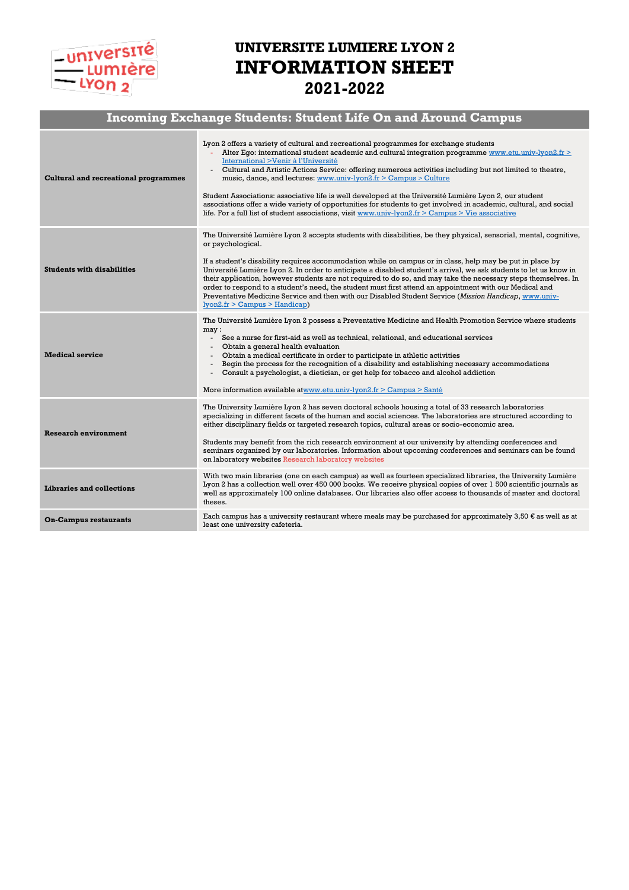# UNIVERSITE LUMIERE LYON 2
# INFORMATION SHEET
## 2021-2022

## Incoming Exchange Students: Student Life On and Around Campus

| | |
|---|---|
| **Cultural and recreational programmes** | Lyon 2 offers a variety of cultural and recreational programmes for exchange students<br>- Alter Ego: international student academic and cultural integration programme www.etu.univ-lyon2.fr > International >Venir à l'Université<br>- Cultural and Artistic Actions Service: offering numerous activities including but not limited to theatre, music, dance, and lectures: www.univ-lyon2.fr > Campus > Culture<br><br>Student Associations: associative life is well developed at the Université Lumière Lyon 2, our student associations offer a wide variety of opportunities for students to get involved in academic, cultural, and social life. For a full list of student associations, visit www.univ-lyon2.fr > Campus > Vie associative |
| **Students with disabilities** | The Université Lumière Lyon 2 accepts students with disabilities, be they physical, sensorial, mental, cognitive, or psychological.<br><br>If a student's disability requires accommodation while on campus or in class, help may be put in place by Université Lumière Lyon 2. In order to anticipate a disabled student's arrival, we ask students to let us know in their application, however students are not required to do so, and may take the necessary steps themselves. In order to respond to a student's need, the student must first attend an appointment with our Medical and Preventative Medicine Service and then with our Disabled Student Service (*Mission Handicap*, www.univ-lyon2.fr > Campus > Handicap) |
| **Medical service** | The Université Lumière Lyon 2 possess a Preventative Medicine and Health Promotion Service where students may :<br>- See a nurse for first-aid as well as technical, relational, and educational services<br>- Obtain a general health evaluation<br>- Obtain a medical certificate in order to participate in athletic activities<br>- Begin the process for the recognition of a disability and establishing necessary accommodations<br>- Consult a psychologist, a dietician, or get help for tobacco and alcohol addiction<br><br>More information available atwww.etu.univ-lyon2.fr > Campus > Santé |
| **Research environment** | The University Lumière Lyon 2 has seven doctoral schools housing a total of 33 research laboratories specializing in different facets of the human and social sciences. The laboratories are structured according to either disciplinary fields or targeted research topics, cultural areas or socio-economic area.<br><br>Students may benefit from the rich research environment at our university by attending conferences and seminars organized by our laboratories. Information about upcoming conferences and seminars can be found on laboratory websites Research laboratory websites |
| **Libraries and collections** | With two main libraries (one on each campus) as well as fourteen specialized libraries, the University Lumière Lyon 2 has a collection well over 450 000 books. We receive physical copies of over 1 500 scientific journals as well as approximately 100 online databases. Our libraries also offer access to thousands of master and doctoral theses. |
| **On-Campus restaurants** | Each campus has a university restaurant where meals may be purchased for approximately 3,50 € as well as at least one university cafeteria. |